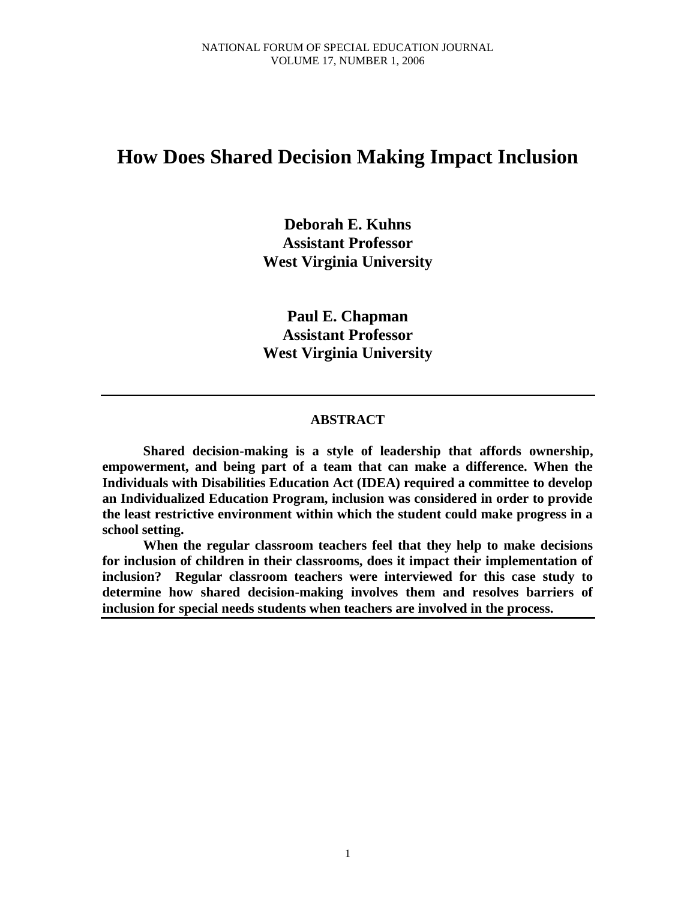# How Does Shared Decision Making Impact Inclusion

**Deborah E. Kuhns**
**Assistant Professor**
**West Virginia University**

**Paul E. Chapman**
**Assistant Professor**
**West Virginia University**

---

## ABSTRACT

**Shared decision-making is a style of leadership that affords ownership, empowerment, and being part of a team that can make a difference. When the Individuals with Disabilities Education Act (IDEA) required a committee to develop an Individualized Education Program, inclusion was considered in order to provide the least restrictive environment within which the student could make progress in a school setting.**

**When the regular classroom teachers feel that they help to make decisions for inclusion of children in their classrooms, does it impact their implementation of inclusion? Regular classroom teachers were interviewed for this case study to determine how shared decision-making involves them and resolves barriers of inclusion for special needs students when teachers are involved in the process.**

---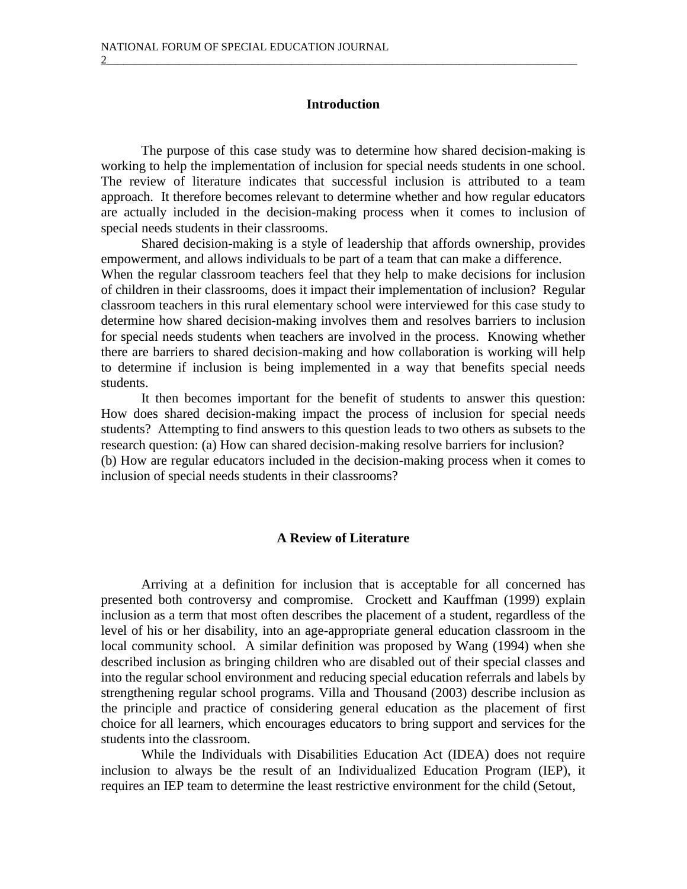## Introduction

The purpose of this case study was to determine how shared decision-making is working to help the implementation of inclusion for special needs students in one school. The review of literature indicates that successful inclusion is attributed to a team approach. It therefore becomes relevant to determine whether and how regular educators are actually included in the decision-making process when it comes to inclusion of special needs students in their classrooms.

Shared decision-making is a style of leadership that affords ownership, provides empowerment, and allows individuals to be part of a team that can make a difference. When the regular classroom teachers feel that they help to make decisions for inclusion of children in their classrooms, does it impact their implementation of inclusion? Regular classroom teachers in this rural elementary school were interviewed for this case study to determine how shared decision-making involves them and resolves barriers to inclusion for special needs students when teachers are involved in the process. Knowing whether there are barriers to shared decision-making and how collaboration is working will help to determine if inclusion is being implemented in a way that benefits special needs students.

It then becomes important for the benefit of students to answer this question: How does shared decision-making impact the process of inclusion for special needs students? Attempting to find answers to this question leads to two others as subsets to the research question: (a) How can shared decision-making resolve barriers for inclusion? (b) How are regular educators included in the decision-making process when it comes to inclusion of special needs students in their classrooms?

## A Review of Literature

Arriving at a definition for inclusion that is acceptable for all concerned has presented both controversy and compromise. Crockett and Kauffman (1999) explain inclusion as a term that most often describes the placement of a student, regardless of the level of his or her disability, into an age-appropriate general education classroom in the local community school. A similar definition was proposed by Wang (1994) when she described inclusion as bringing children who are disabled out of their special classes and into the regular school environment and reducing special education referrals and labels by strengthening regular school programs. Villa and Thousand (2003) describe inclusion as the principle and practice of considering general education as the placement of first choice for all learners, which encourages educators to bring support and services for the students into the classroom.

While the Individuals with Disabilities Education Act (IDEA) does not require inclusion to always be the result of an Individualized Education Program (IEP), it requires an IEP team to determine the least restrictive environment for the child (Setout,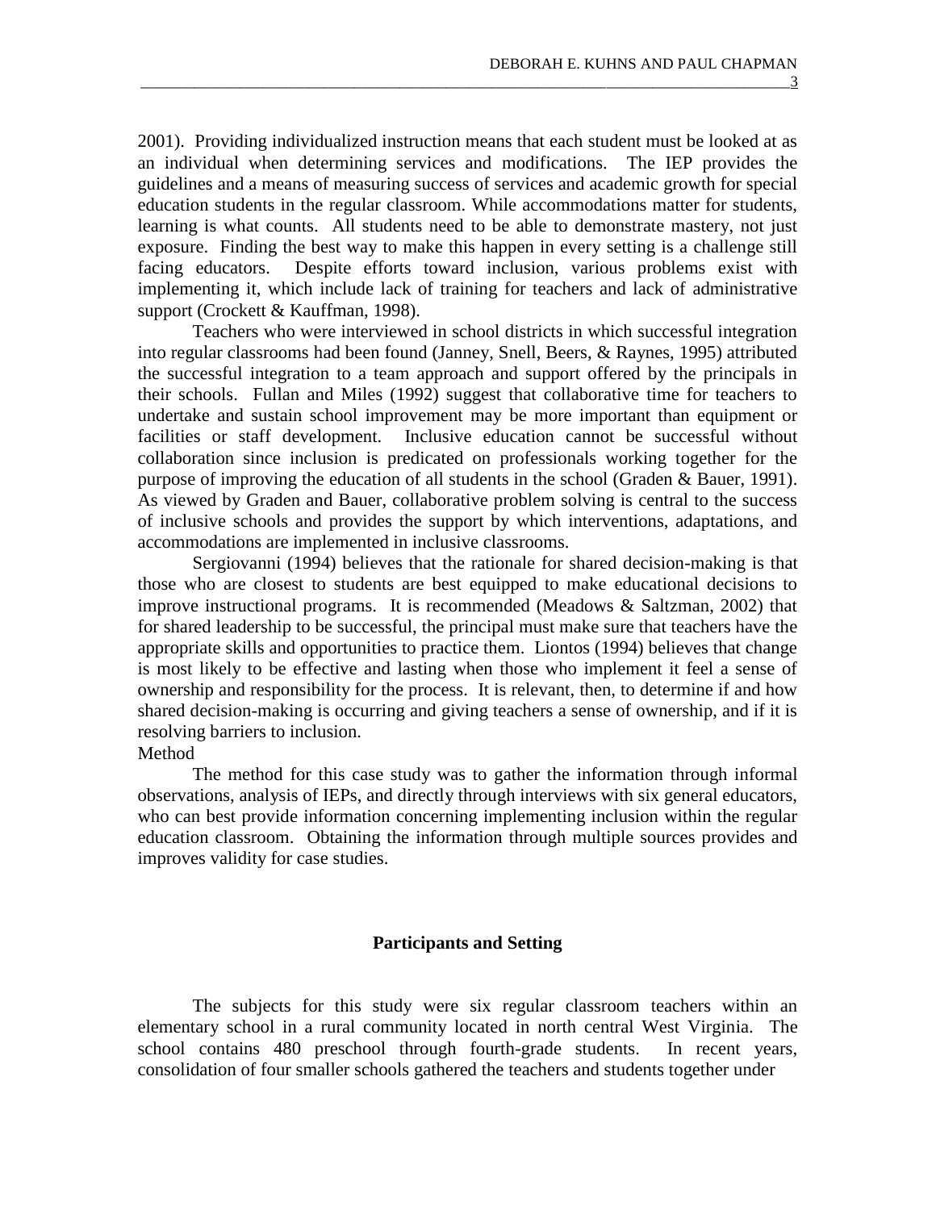2001). Providing individualized instruction means that each student must be looked at as an individual when determining services and modifications. The IEP provides the guidelines and a means of measuring success of services and academic growth for special education students in the regular classroom. While accommodations matter for students, learning is what counts. All students need to be able to demonstrate mastery, not just exposure. Finding the best way to make this happen in every setting is a challenge still facing educators. Despite efforts toward inclusion, various problems exist with implementing it, which include lack of training for teachers and lack of administrative support (Crockett & Kauffman, 1998).

Teachers who were interviewed in school districts in which successful integration into regular classrooms had been found (Janney, Snell, Beers, & Raynes, 1995) attributed the successful integration to a team approach and support offered by the principals in their schools. Fullan and Miles (1992) suggest that collaborative time for teachers to undertake and sustain school improvement may be more important than equipment or facilities or staff development. Inclusive education cannot be successful without collaboration since inclusion is predicated on professionals working together for the purpose of improving the education of all students in the school (Graden & Bauer, 1991). As viewed by Graden and Bauer, collaborative problem solving is central to the success of inclusive schools and provides the support by which interventions, adaptations, and accommodations are implemented in inclusive classrooms.

Sergiovanni (1994) believes that the rationale for shared decision-making is that those who are closest to students are best equipped to make educational decisions to improve instructional programs. It is recommended (Meadows & Saltzman, 2002) that for shared leadership to be successful, the principal must make sure that teachers have the appropriate skills and opportunities to practice them. Liontos (1994) believes that change is most likely to be effective and lasting when those who implement it feel a sense of ownership and responsibility for the process. It is relevant, then, to determine if and how shared decision-making is occurring and giving teachers a sense of ownership, and if it is resolving barriers to inclusion.

Method

The method for this case study was to gather the information through informal observations, analysis of IEPs, and directly through interviews with six general educators, who can best provide information concerning implementing inclusion within the regular education classroom. Obtaining the information through multiple sources provides and improves validity for case studies.

## Participants and Setting

The subjects for this study were six regular classroom teachers within an elementary school in a rural community located in north central West Virginia. The school contains 480 preschool through fourth-grade students. In recent years, consolidation of four smaller schools gathered the teachers and students together under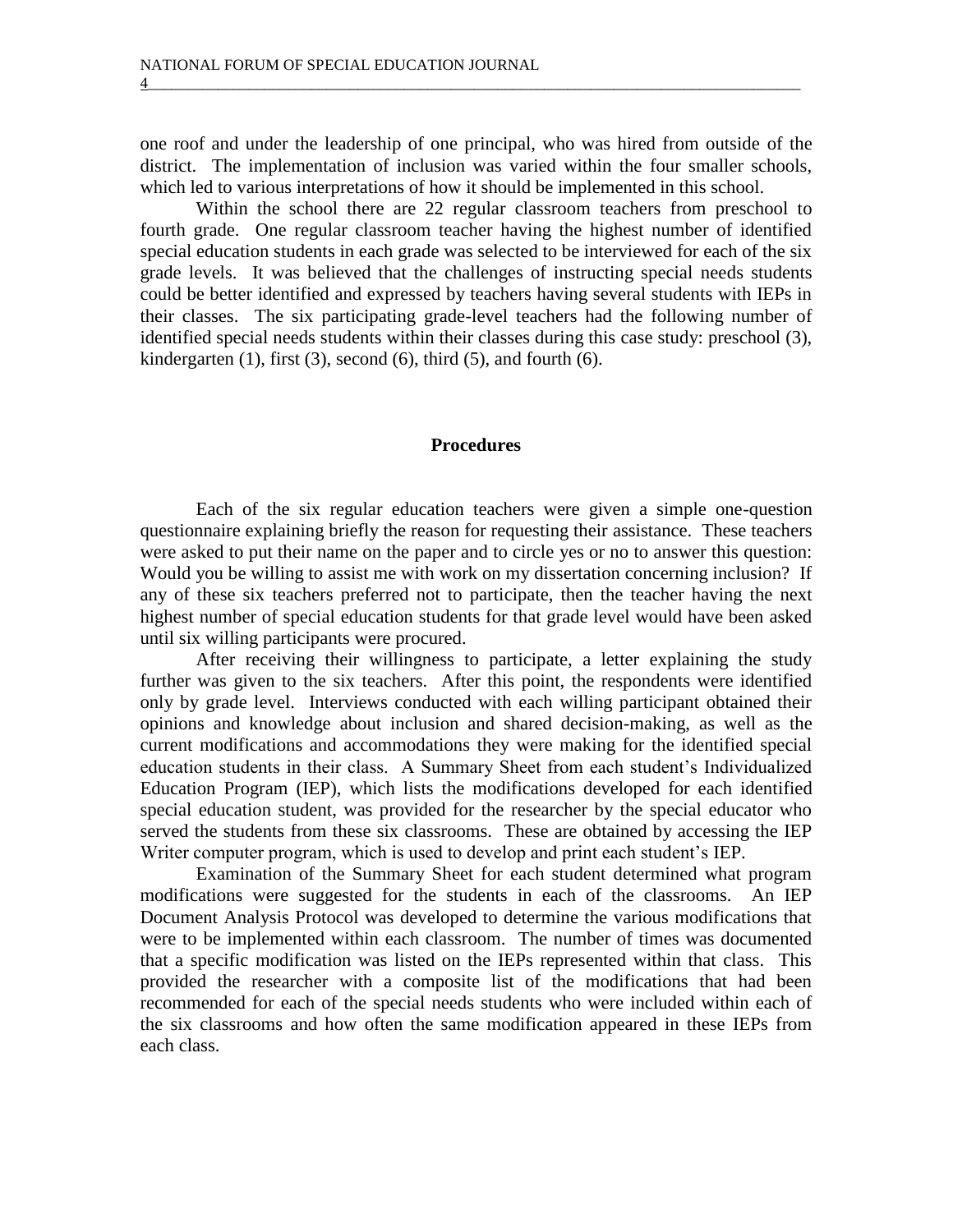one roof and under the leadership of one principal, who was hired from outside of the district. The implementation of inclusion was varied within the four smaller schools, which led to various interpretations of how it should be implemented in this school.

Within the school there are 22 regular classroom teachers from preschool to fourth grade. One regular classroom teacher having the highest number of identified special education students in each grade was selected to be interviewed for each of the six grade levels. It was believed that the challenges of instructing special needs students could be better identified and expressed by teachers having several students with IEPs in their classes. The six participating grade-level teachers had the following number of identified special needs students within their classes during this case study: preschool (3), kindergarten (1), first (3), second (6), third (5), and fourth (6).

## Procedures

Each of the six regular education teachers were given a simple one-question questionnaire explaining briefly the reason for requesting their assistance. These teachers were asked to put their name on the paper and to circle yes or no to answer this question: Would you be willing to assist me with work on my dissertation concerning inclusion? If any of these six teachers preferred not to participate, then the teacher having the next highest number of special education students for that grade level would have been asked until six willing participants were procured.

After receiving their willingness to participate, a letter explaining the study further was given to the six teachers. After this point, the respondents were identified only by grade level. Interviews conducted with each willing participant obtained their opinions and knowledge about inclusion and shared decision-making, as well as the current modifications and accommodations they were making for the identified special education students in their class. A Summary Sheet from each student's Individualized Education Program (IEP), which lists the modifications developed for each identified special education student, was provided for the researcher by the special educator who served the students from these six classrooms. These are obtained by accessing the IEP Writer computer program, which is used to develop and print each student's IEP.

Examination of the Summary Sheet for each student determined what program modifications were suggested for the students in each of the classrooms. An IEP Document Analysis Protocol was developed to determine the various modifications that were to be implemented within each classroom. The number of times was documented that a specific modification was listed on the IEPs represented within that class. This provided the researcher with a composite list of the modifications that had been recommended for each of the special needs students who were included within each of the six classrooms and how often the same modification appeared in these IEPs from each class.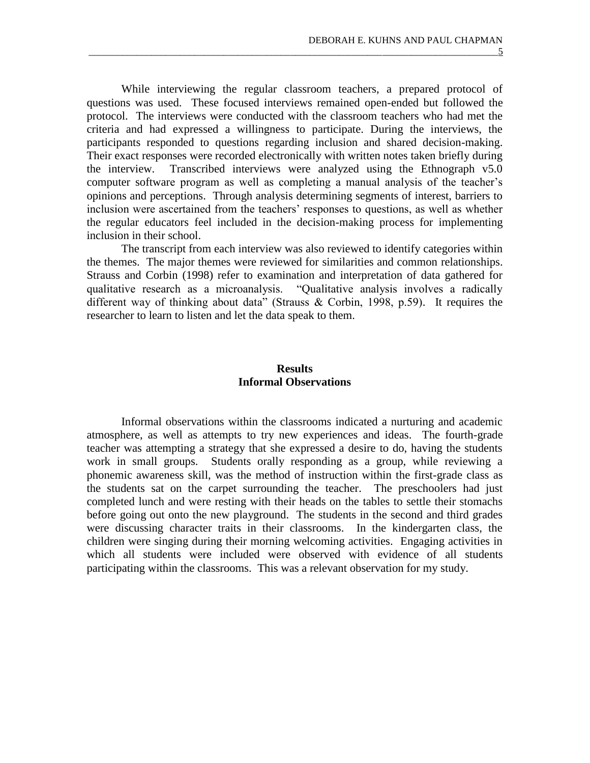While interviewing the regular classroom teachers, a prepared protocol of questions was used. These focused interviews remained open-ended but followed the protocol. The interviews were conducted with the classroom teachers who had met the criteria and had expressed a willingness to participate. During the interviews, the participants responded to questions regarding inclusion and shared decision-making. Their exact responses were recorded electronically with written notes taken briefly during the interview. Transcribed interviews were analyzed using the Ethnograph v5.0 computer software program as well as completing a manual analysis of the teacher's opinions and perceptions. Through analysis determining segments of interest, barriers to inclusion were ascertained from the teachers' responses to questions, as well as whether the regular educators feel included in the decision-making process for implementing inclusion in their school.

The transcript from each interview was also reviewed to identify categories within the themes. The major themes were reviewed for similarities and common relationships. Strauss and Corbin (1998) refer to examination and interpretation of data gathered for qualitative research as a microanalysis. "Qualitative analysis involves a radically different way of thinking about data" (Strauss & Corbin, 1998, p.59). It requires the researcher to learn to listen and let the data speak to them.

## Results

### Informal Observations

Informal observations within the classrooms indicated a nurturing and academic atmosphere, as well as attempts to try new experiences and ideas. The fourth-grade teacher was attempting a strategy that she expressed a desire to do, having the students work in small groups. Students orally responding as a group, while reviewing a phonemic awareness skill, was the method of instruction within the first-grade class as the students sat on the carpet surrounding the teacher. The preschoolers had just completed lunch and were resting with their heads on the tables to settle their stomachs before going out onto the new playground. The students in the second and third grades were discussing character traits in their classrooms. In the kindergarten class, the children were singing during their morning welcoming activities. Engaging activities in which all students were included were observed with evidence of all students participating within the classrooms. This was a relevant observation for my study.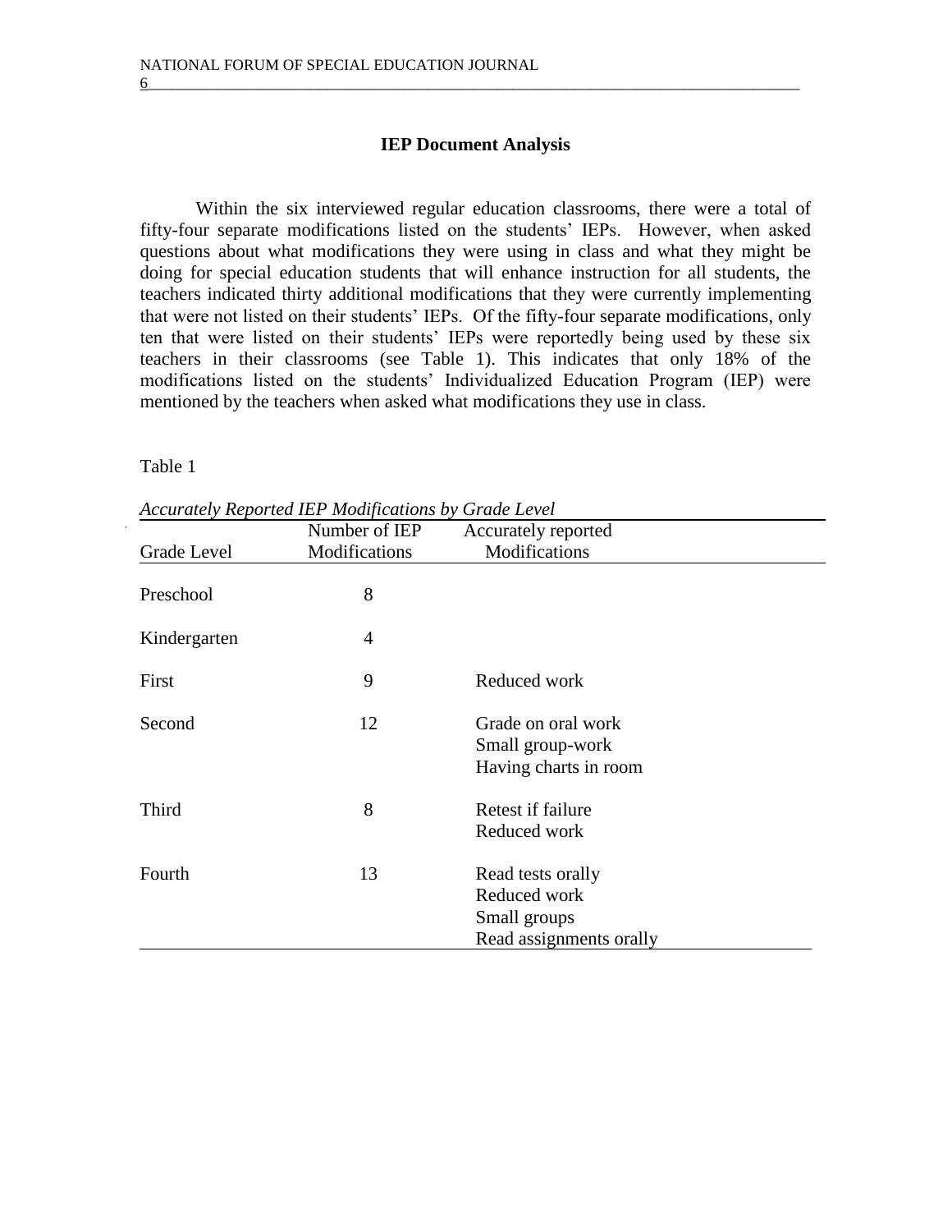## IEP Document Analysis

Within the six interviewed regular education classrooms, there were a total of fifty-four separate modifications listed on the students' IEPs. However, when asked questions about what modifications they were using in class and what they might be doing for special education students that will enhance instruction for all students, the teachers indicated thirty additional modifications that they were currently implementing that were not listed on their students' IEPs. Of the fifty-four separate modifications, only ten that were listed on their students' IEPs were reportedly being used by these six teachers in their classrooms (see Table 1). This indicates that only 18% of the modifications listed on the students' Individualized Education Program (IEP) were mentioned by the teachers when asked what modifications they use in class.

Table 1

*Accurately Reported IEP Modifications by Grade Level*

| Grade Level | Number of IEP Modifications | Accurately reported Modifications |
|---|---|---|
| Preschool | 8 | |
| Kindergarten | 4 | |
| First | 9 | Reduced work |
| Second | 12 | Grade on oral work<br>Small group-work<br>Having charts in room |
| Third | 8 | Retest if failure<br>Reduced work |
| Fourth | 13 | Read tests orally<br>Reduced work<br>Small groups<br>Read assignments orally |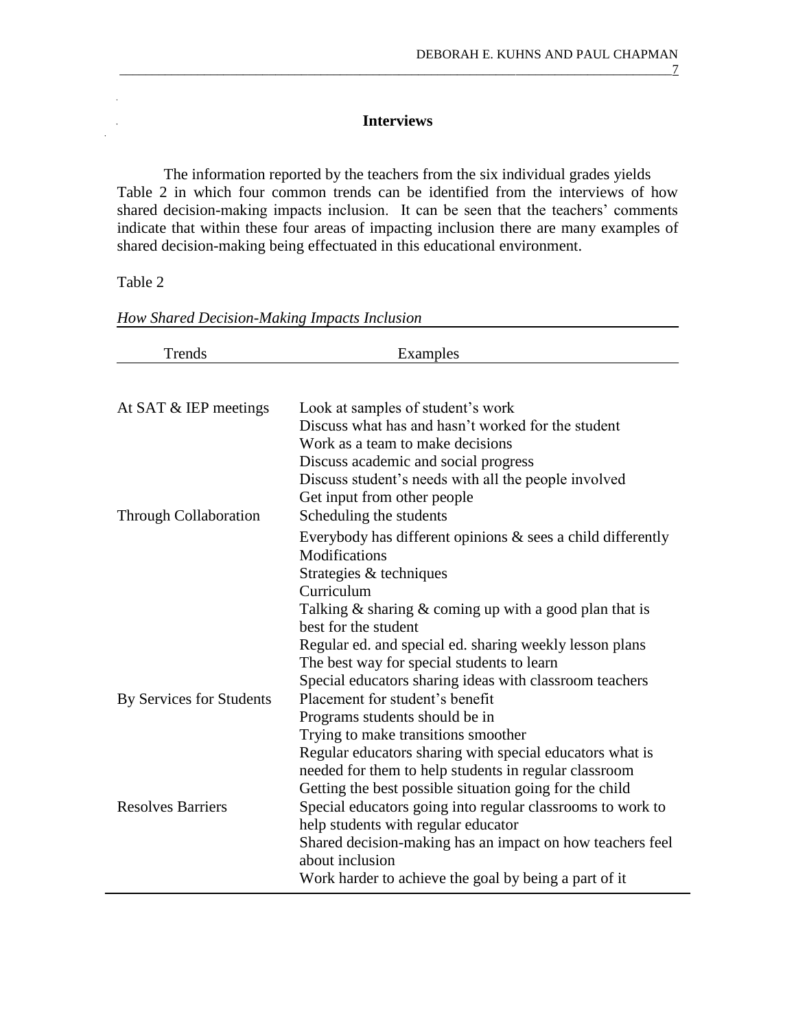## Interviews

The information reported by the teachers from the six individual grades yields Table 2 in which four common trends can be identified from the interviews of how shared decision-making impacts inclusion. It can be seen that the teachers' comments indicate that within these four areas of impacting inclusion there are many examples of shared decision-making being effectuated in this educational environment.

Table 2

*How Shared Decision-Making Impacts Inclusion*

| Trends | Examples |
|---|---|
| At SAT & IEP meetings | Look at samples of student's work |
| | Discuss what has and hasn't worked for the student |
| | Work as a team to make decisions |
| | Discuss academic and social progress |
| | Discuss student's needs with all the people involved |
| | Get input from other people |
| Through Collaboration | Scheduling the students |
| | Everybody has different opinions & sees a child differently |
| | Modifications |
| | Strategies & techniques |
| | Curriculum |
| | Talking & sharing & coming up with a good plan that is best for the student |
| | Regular ed. and special ed. sharing weekly lesson plans |
| | The best way for special students to learn |
| | Special educators sharing ideas with classroom teachers |
| By Services for Students | Placement for student's benefit |
| | Programs students should be in |
| | Trying to make transitions smoother |
| | Regular educators sharing with special educators what is needed for them to help students in regular classroom |
| | Getting the best possible situation going for the child |
| Resolves Barriers | Special educators going into regular classrooms to work to help students with regular educator |
| | Shared decision-making has an impact on how teachers feel about inclusion |
| | Work harder to achieve the goal by being a part of it |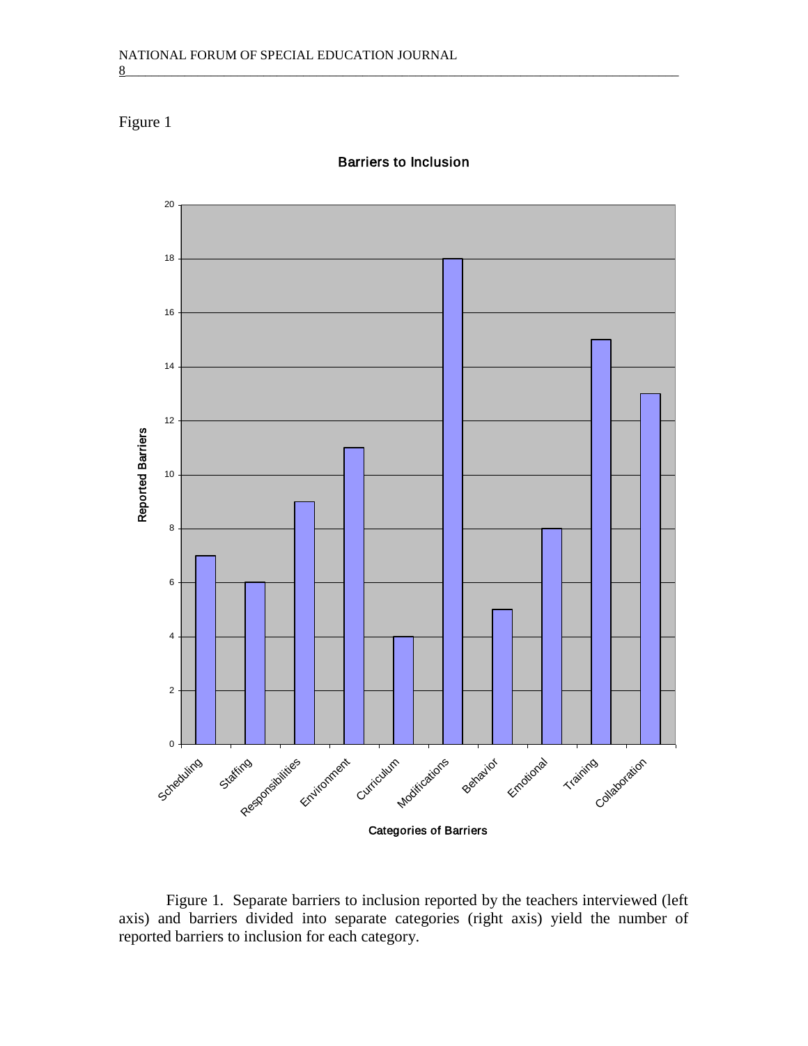Figure 1

**Barriers to Inclusion**

| Categories of Barriers | Reported Barriers |
| --- | --- |
| Scheduling | 7 |
| Staffing | 6 |
| Responsibilities | 9 |
| Environment | 11 |
| Curriculum | 4 |
| Modifications | 18 |
| Behavior | 5 |
| Emotional | 8 |
| Training | 15 |
| Collaboration | 13 |

Figure 1. Separate barriers to inclusion reported by the teachers interviewed (left axis) and barriers divided into separate categories (right axis) yield the number of reported barriers to inclusion for each category.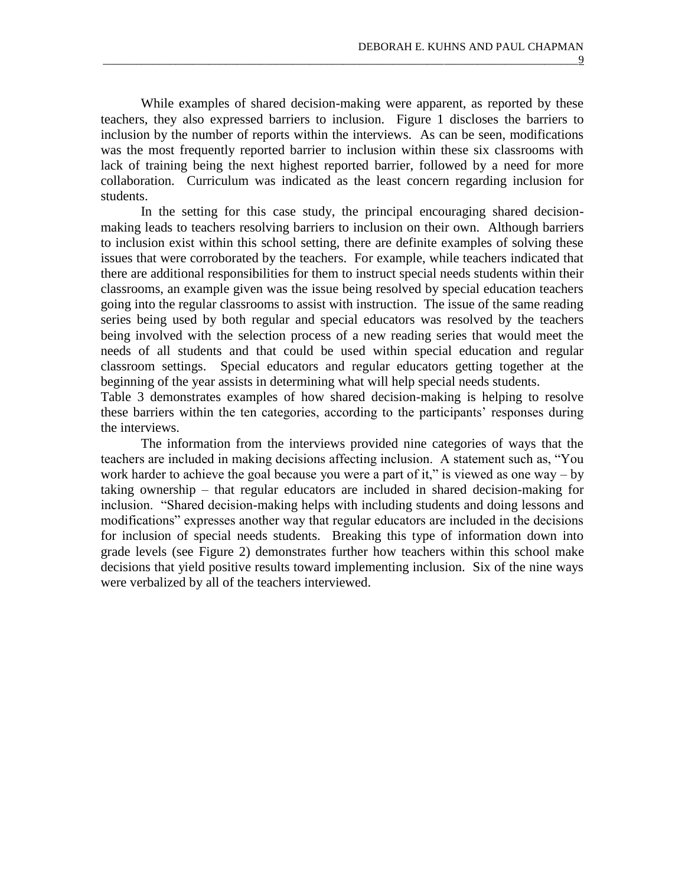While examples of shared decision-making were apparent, as reported by these teachers, they also expressed barriers to inclusion. Figure 1 discloses the barriers to inclusion by the number of reports within the interviews. As can be seen, modifications was the most frequently reported barrier to inclusion within these six classrooms with lack of training being the next highest reported barrier, followed by a need for more collaboration. Curriculum was indicated as the least concern regarding inclusion for students.

In the setting for this case study, the principal encouraging shared decision-making leads to teachers resolving barriers to inclusion on their own. Although barriers to inclusion exist within this school setting, there are definite examples of solving these issues that were corroborated by the teachers. For example, while teachers indicated that there are additional responsibilities for them to instruct special needs students within their classrooms, an example given was the issue being resolved by special education teachers going into the regular classrooms to assist with instruction. The issue of the same reading series being used by both regular and special educators was resolved by the teachers being involved with the selection process of a new reading series that would meet the needs of all students and that could be used within special education and regular classroom settings. Special educators and regular educators getting together at the beginning of the year assists in determining what will help special needs students.

Table 3 demonstrates examples of how shared decision-making is helping to resolve these barriers within the ten categories, according to the participants' responses during the interviews.

The information from the interviews provided nine categories of ways that the teachers are included in making decisions affecting inclusion. A statement such as, "You work harder to achieve the goal because you were a part of it," is viewed as one way – by taking ownership – that regular educators are included in shared decision-making for inclusion. "Shared decision-making helps with including students and doing lessons and modifications" expresses another way that regular educators are included in the decisions for inclusion of special needs students. Breaking this type of information down into grade levels (see Figure 2) demonstrates further how teachers within this school make decisions that yield positive results toward implementing inclusion. Six of the nine ways were verbalized by all of the teachers interviewed.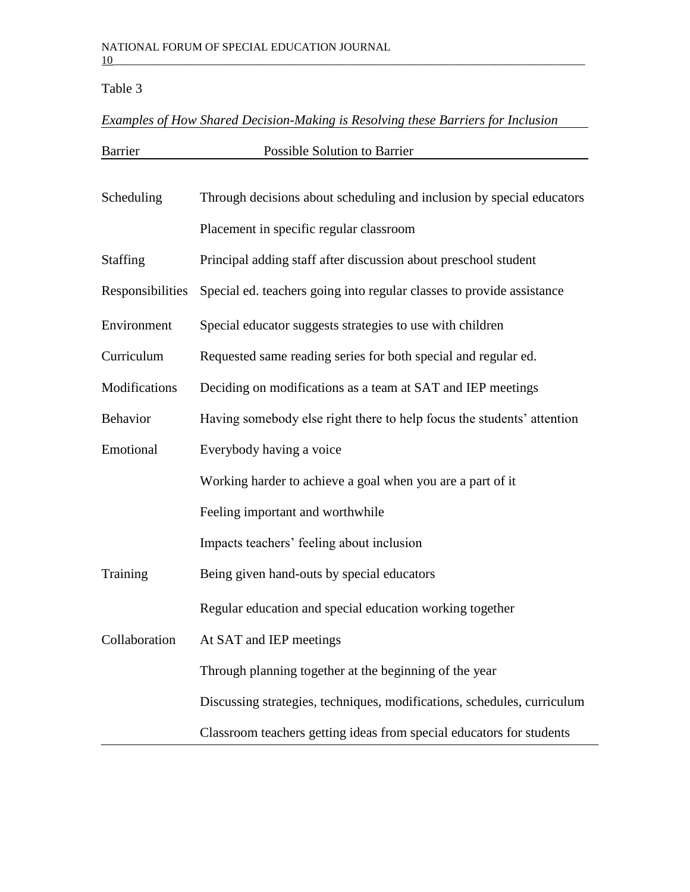Table 3

*Examples of How Shared Decision-Making is Resolving these Barriers for Inclusion*

| Barrier | Possible Solution to Barrier |
| --- | --- |
| Scheduling | Through decisions about scheduling and inclusion by special educators |
| | Placement in specific regular classroom |
| Staffing | Principal adding staff after discussion about preschool student |
| Responsibilities | Special ed. teachers going into regular classes to provide assistance |
| Environment | Special educator suggests strategies to use with children |
| Curriculum | Requested same reading series for both special and regular ed. |
| Modifications | Deciding on modifications as a team at SAT and IEP meetings |
| Behavior | Having somebody else right there to help focus the students' attention |
| Emotional | Everybody having a voice |
| | Working harder to achieve a goal when you are a part of it |
| | Feeling important and worthwhile |
| | Impacts teachers' feeling about inclusion |
| Training | Being given hand-outs by special educators |
| | Regular education and special education working together |
| Collaboration | At SAT and IEP meetings |
| | Through planning together at the beginning of the year |
| | Discussing strategies, techniques, modifications, schedules, curriculum |
| | Classroom teachers getting ideas from special educators for students |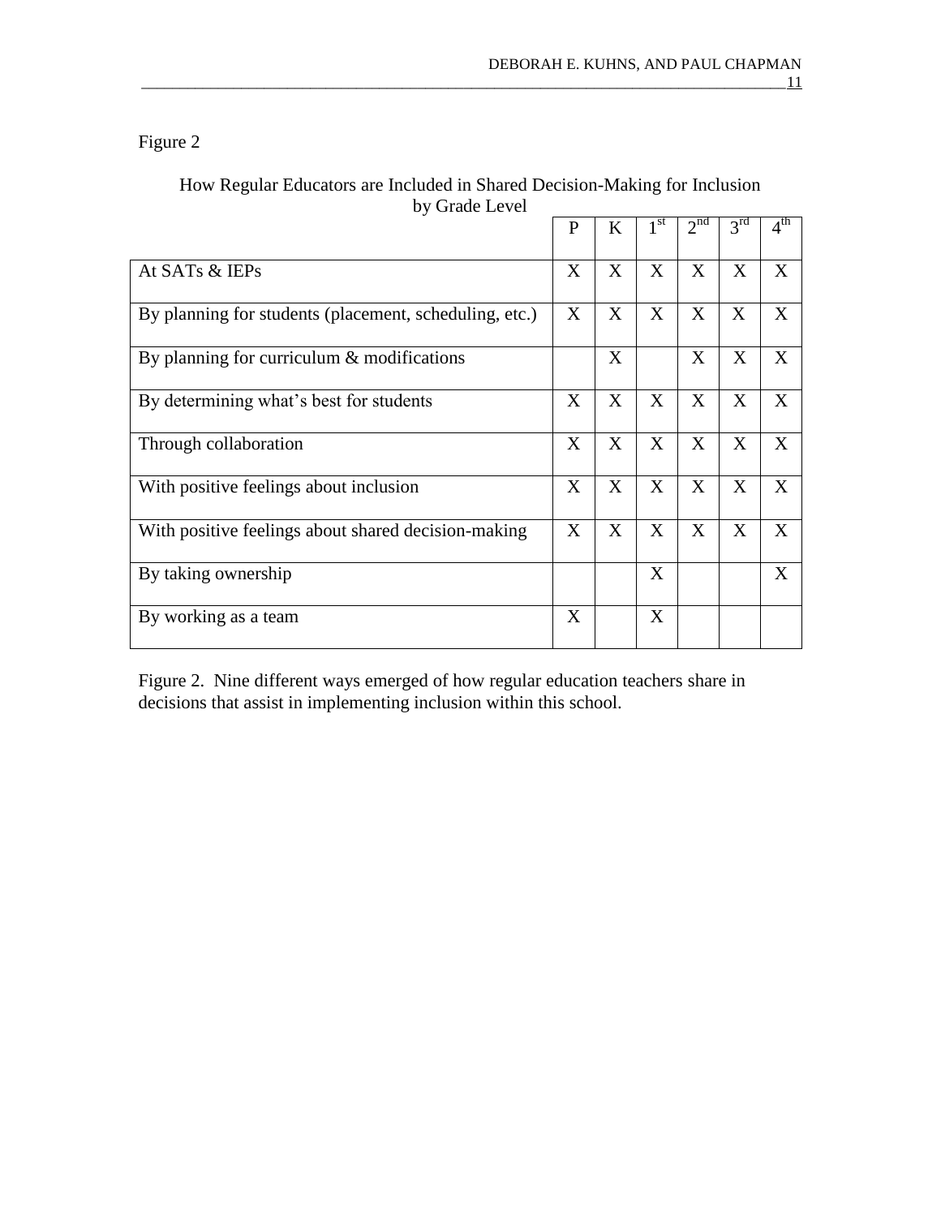Figure 2

How Regular Educators are Included in Shared Decision-Making for Inclusion by Grade Level

| | P | K | 1st | 2nd | 3rd | 4th |
|---|---|---|---|---|---|---|
| At SATs & IEPs | X | X | X | X | X | X |
| By planning for students (placement, scheduling, etc.) | X | X | X | X | X | X |
| By planning for curriculum & modifications | | X | | X | X | X |
| By determining what's best for students | X | X | X | X | X | X |
| Through collaboration | X | X | X | X | X | X |
| With positive feelings about inclusion | X | X | X | X | X | X |
| With positive feelings about shared decision-making | X | X | X | X | X | X |
| By taking ownership | | | X | | | X |
| By working as a team | X | | X | | | |

Figure 2. Nine different ways emerged of how regular education teachers share in decisions that assist in implementing inclusion within this school.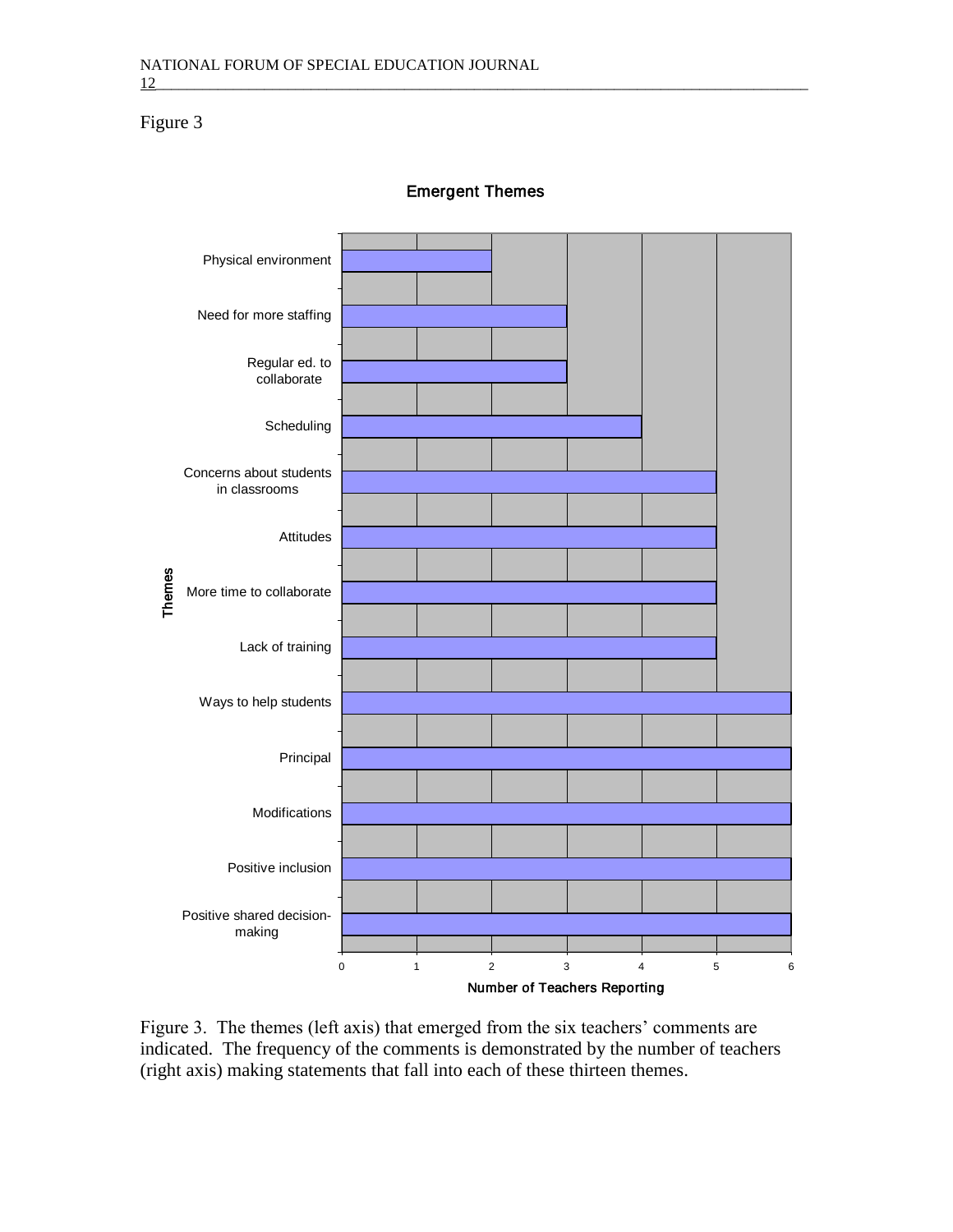Figure 3

Figure 3. The themes (left axis) that emerged from the six teachers' comments are indicated. The frequency of the comments is demonstrated by the number of teachers (right axis) making statements that fall into each of these thirteen themes.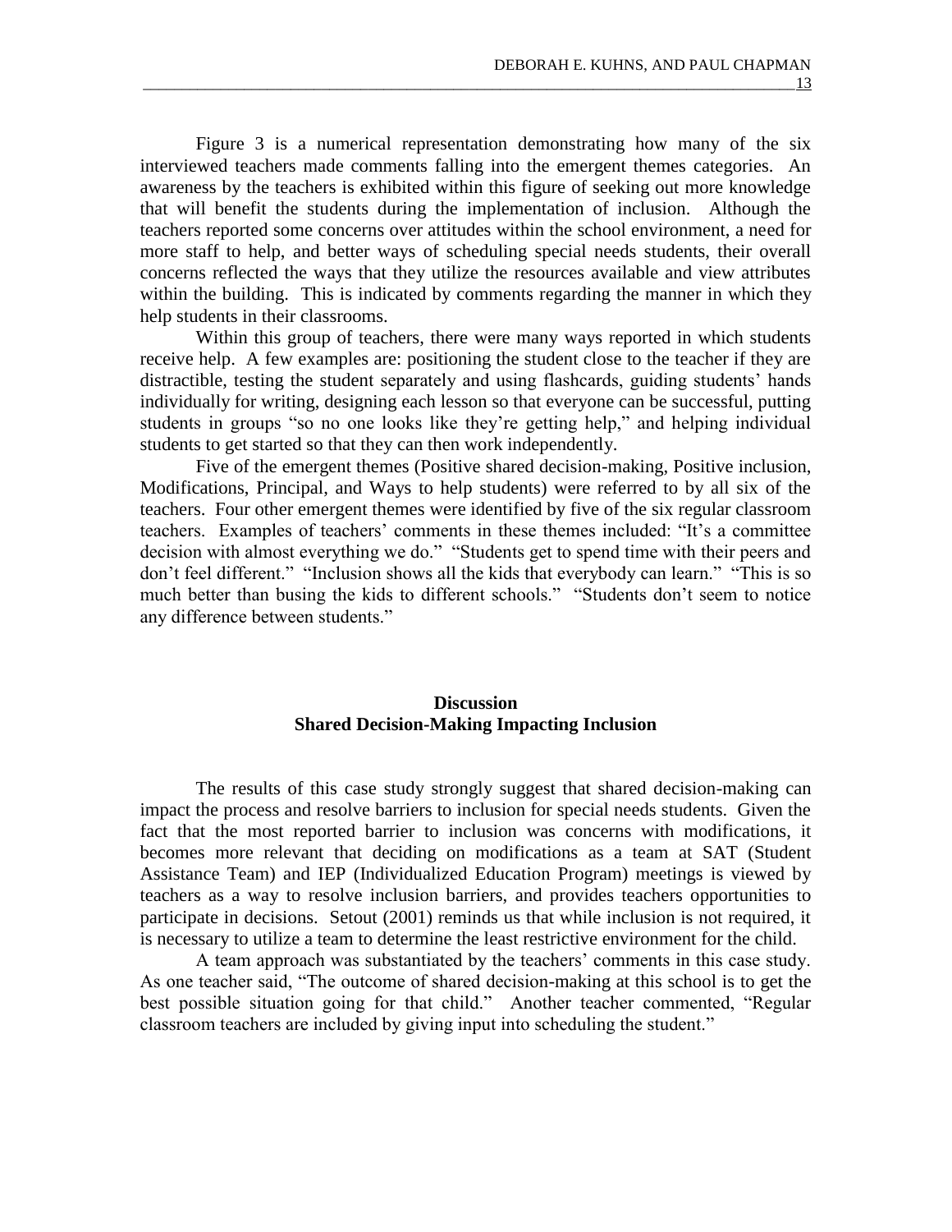Figure 3 is a numerical representation demonstrating how many of the six interviewed teachers made comments falling into the emergent themes categories. An awareness by the teachers is exhibited within this figure of seeking out more knowledge that will benefit the students during the implementation of inclusion. Although the teachers reported some concerns over attitudes within the school environment, a need for more staff to help, and better ways of scheduling special needs students, their overall concerns reflected the ways that they utilize the resources available and view attributes within the building. This is indicated by comments regarding the manner in which they help students in their classrooms.

Within this group of teachers, there were many ways reported in which students receive help. A few examples are: positioning the student close to the teacher if they are distractible, testing the student separately and using flashcards, guiding students' hands individually for writing, designing each lesson so that everyone can be successful, putting students in groups "so no one looks like they're getting help," and helping individual students to get started so that they can then work independently.

Five of the emergent themes (Positive shared decision-making, Positive inclusion, Modifications, Principal, and Ways to help students) were referred to by all six of the teachers. Four other emergent themes were identified by five of the six regular classroom teachers. Examples of teachers' comments in these themes included: "It's a committee decision with almost everything we do." "Students get to spend time with their peers and don't feel different." "Inclusion shows all the kids that everybody can learn." "This is so much better than busing the kids to different schools." "Students don't seem to notice any difference between students."

## Discussion

### Shared Decision-Making Impacting Inclusion

The results of this case study strongly suggest that shared decision-making can impact the process and resolve barriers to inclusion for special needs students. Given the fact that the most reported barrier to inclusion was concerns with modifications, it becomes more relevant that deciding on modifications as a team at SAT (Student Assistance Team) and IEP (Individualized Education Program) meetings is viewed by teachers as a way to resolve inclusion barriers, and provides teachers opportunities to participate in decisions. Setout (2001) reminds us that while inclusion is not required, it is necessary to utilize a team to determine the least restrictive environment for the child.

A team approach was substantiated by the teachers' comments in this case study. As one teacher said, "The outcome of shared decision-making at this school is to get the best possible situation going for that child." Another teacher commented, "Regular classroom teachers are included by giving input into scheduling the student."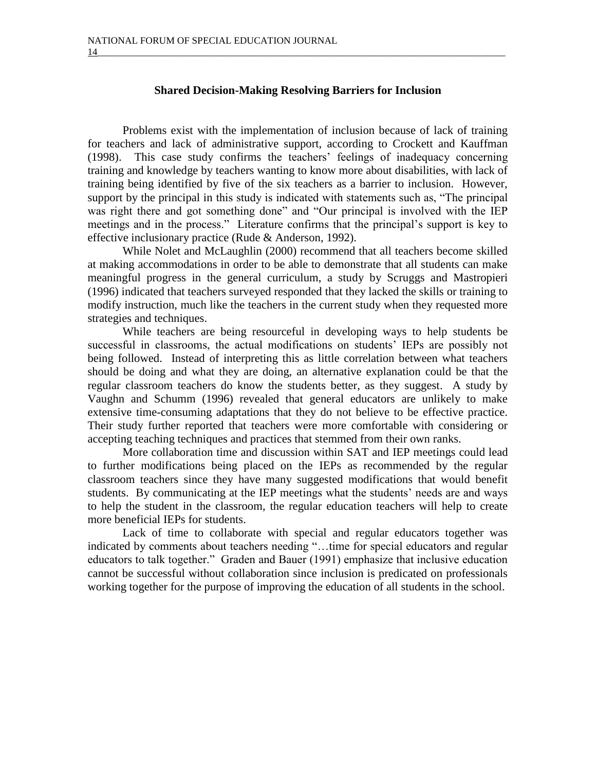### Shared Decision-Making Resolving Barriers for Inclusion

Problems exist with the implementation of inclusion because of lack of training for teachers and lack of administrative support, according to Crockett and Kauffman (1998). This case study confirms the teachers' feelings of inadequacy concerning training and knowledge by teachers wanting to know more about disabilities, with lack of training being identified by five of the six teachers as a barrier to inclusion. However, support by the principal in this study is indicated with statements such as, "The principal was right there and got something done" and "Our principal is involved with the IEP meetings and in the process." Literature confirms that the principal's support is key to effective inclusionary practice (Rude & Anderson, 1992).

While Nolet and McLaughlin (2000) recommend that all teachers become skilled at making accommodations in order to be able to demonstrate that all students can make meaningful progress in the general curriculum, a study by Scruggs and Mastropieri (1996) indicated that teachers surveyed responded that they lacked the skills or training to modify instruction, much like the teachers in the current study when they requested more strategies and techniques.

While teachers are being resourceful in developing ways to help students be successful in classrooms, the actual modifications on students' IEPs are possibly not being followed. Instead of interpreting this as little correlation between what teachers should be doing and what they are doing, an alternative explanation could be that the regular classroom teachers do know the students better, as they suggest. A study by Vaughn and Schumm (1996) revealed that general educators are unlikely to make extensive time-consuming adaptations that they do not believe to be effective practice. Their study further reported that teachers were more comfortable with considering or accepting teaching techniques and practices that stemmed from their own ranks.

More collaboration time and discussion within SAT and IEP meetings could lead to further modifications being placed on the IEPs as recommended by the regular classroom teachers since they have many suggested modifications that would benefit students. By communicating at the IEP meetings what the students' needs are and ways to help the student in the classroom, the regular education teachers will help to create more beneficial IEPs for students.

Lack of time to collaborate with special and regular educators together was indicated by comments about teachers needing "…time for special educators and regular educators to talk together." Graden and Bauer (1991) emphasize that inclusive education cannot be successful without collaboration since inclusion is predicated on professionals working together for the purpose of improving the education of all students in the school.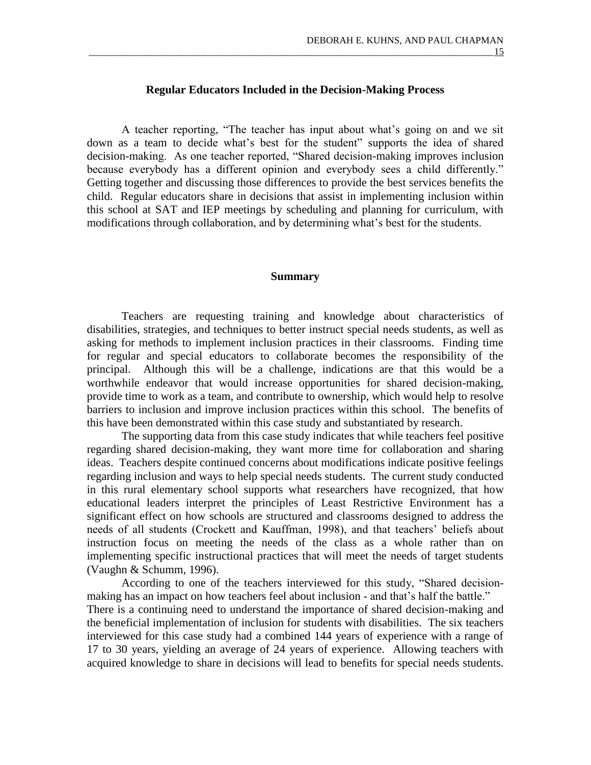## Regular Educators Included in the Decision-Making Process

A teacher reporting, "The teacher has input about what's going on and we sit down as a team to decide what's best for the student" supports the idea of shared decision-making. As one teacher reported, "Shared decision-making improves inclusion because everybody has a different opinion and everybody sees a child differently." Getting together and discussing those differences to provide the best services benefits the child. Regular educators share in decisions that assist in implementing inclusion within this school at SAT and IEP meetings by scheduling and planning for curriculum, with modifications through collaboration, and by determining what's best for the students.

## Summary

Teachers are requesting training and knowledge about characteristics of disabilities, strategies, and techniques to better instruct special needs students, as well as asking for methods to implement inclusion practices in their classrooms. Finding time for regular and special educators to collaborate becomes the responsibility of the principal. Although this will be a challenge, indications are that this would be a worthwhile endeavor that would increase opportunities for shared decision-making, provide time to work as a team, and contribute to ownership, which would help to resolve barriers to inclusion and improve inclusion practices within this school. The benefits of this have been demonstrated within this case study and substantiated by research.

The supporting data from this case study indicates that while teachers feel positive regarding shared decision-making, they want more time for collaboration and sharing ideas. Teachers despite continued concerns about modifications indicate positive feelings regarding inclusion and ways to help special needs students. The current study conducted in this rural elementary school supports what researchers have recognized, that how educational leaders interpret the principles of Least Restrictive Environment has a significant effect on how schools are structured and classrooms designed to address the needs of all students (Crockett and Kauffman, 1998), and that teachers' beliefs about instruction focus on meeting the needs of the class as a whole rather than on implementing specific instructional practices that will meet the needs of target students (Vaughn & Schumm, 1996).

According to one of the teachers interviewed for this study, "Shared decision-making has an impact on how teachers feel about inclusion - and that's half the battle." There is a continuing need to understand the importance of shared decision-making and the beneficial implementation of inclusion for students with disabilities. The six teachers interviewed for this case study had a combined 144 years of experience with a range of 17 to 30 years, yielding an average of 24 years of experience. Allowing teachers with acquired knowledge to share in decisions will lead to benefits for special needs students.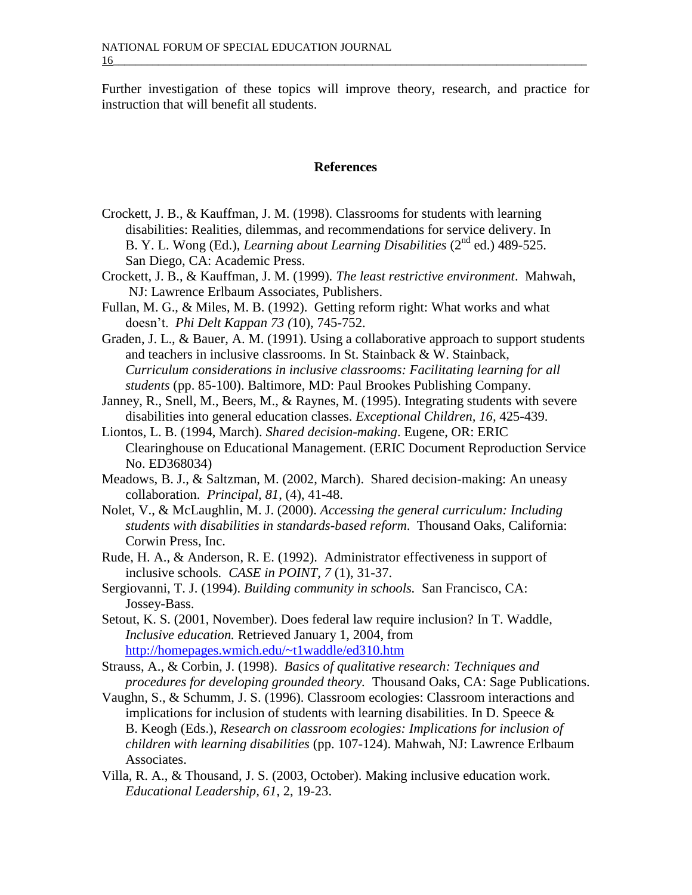Further investigation of these topics will improve theory, research, and practice for instruction that will benefit all students.

## References

Crockett, J. B., & Kauffman, J. M. (1998). Classrooms for students with learning disabilities: Realities, dilemmas, and recommendations for service delivery. In B. Y. L. Wong (Ed.), *Learning about Learning Disabilities* (2nd ed.) 489-525. San Diego, CA: Academic Press.

Crockett, J. B., & Kauffman, J. M. (1999). *The least restrictive environment*. Mahwah, NJ: Lawrence Erlbaum Associates, Publishers.

Fullan, M. G., & Miles, M. B. (1992). Getting reform right: What works and what doesn't. *Phi Delt Kappan 73 (*10), 745-752.

Graden, J. L., & Bauer, A. M. (1991). Using a collaborative approach to support students and teachers in inclusive classrooms. In St. Stainback & W. Stainback, *Curriculum considerations in inclusive classrooms: Facilitating learning for all students* (pp. 85-100). Baltimore, MD: Paul Brookes Publishing Company.

Janney, R., Snell, M., Beers, M., & Raynes, M. (1995). Integrating students with severe disabilities into general education classes. *Exceptional Children, 16,* 425-439.

Liontos, L. B. (1994, March). *Shared decision-making*. Eugene, OR: ERIC Clearinghouse on Educational Management. (ERIC Document Reproduction Service No. ED368034)

Meadows, B. J., & Saltzman, M. (2002, March). Shared decision-making: An uneasy collaboration. *Principal, 81*, (4), 41-48.

Nolet, V., & McLaughlin, M. J. (2000). *Accessing the general curriculum: Including students with disabilities in standards-based reform*. Thousand Oaks, California: Corwin Press, Inc.

Rude, H. A., & Anderson, R. E. (1992). Administrator effectiveness in support of inclusive schools. *CASE in POINT, 7* (1), 31-37.

Sergiovanni, T. J. (1994). *Building community in schools.* San Francisco, CA: Jossey-Bass.

Setout, K. S. (2001, November). Does federal law require inclusion? In T. Waddle, *Inclusive education.* Retrieved January 1, 2004, from http://homepages.wmich.edu/~t1waddle/ed310.htm

Strauss, A., & Corbin, J. (1998). *Basics of qualitative research: Techniques and procedures for developing grounded theory.* Thousand Oaks, CA: Sage Publications.

Vaughn, S., & Schumm, J. S. (1996). Classroom ecologies: Classroom interactions and implications for inclusion of students with learning disabilities. In D. Speece & B. Keogh (Eds.), *Research on classroom ecologies: Implications for inclusion of children with learning disabilities* (pp. 107-124). Mahwah, NJ: Lawrence Erlbaum Associates.

Villa, R. A., & Thousand, J. S. (2003, October). Making inclusive education work. *Educational Leadership, 61*, 2, 19-23.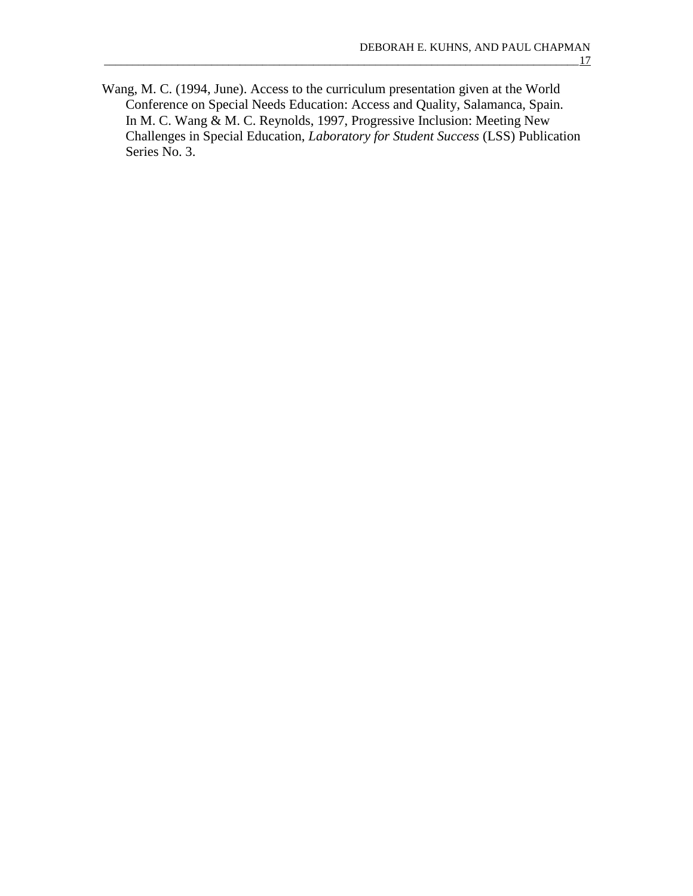Wang, M. C. (1994, June). Access to the curriculum presentation given at the World Conference on Special Needs Education: Access and Quality, Salamanca, Spain. In M. C. Wang & M. C. Reynolds, 1997, Progressive Inclusion: Meeting New Challenges in Special Education, *Laboratory for Student Success* (LSS) Publication Series No. 3.